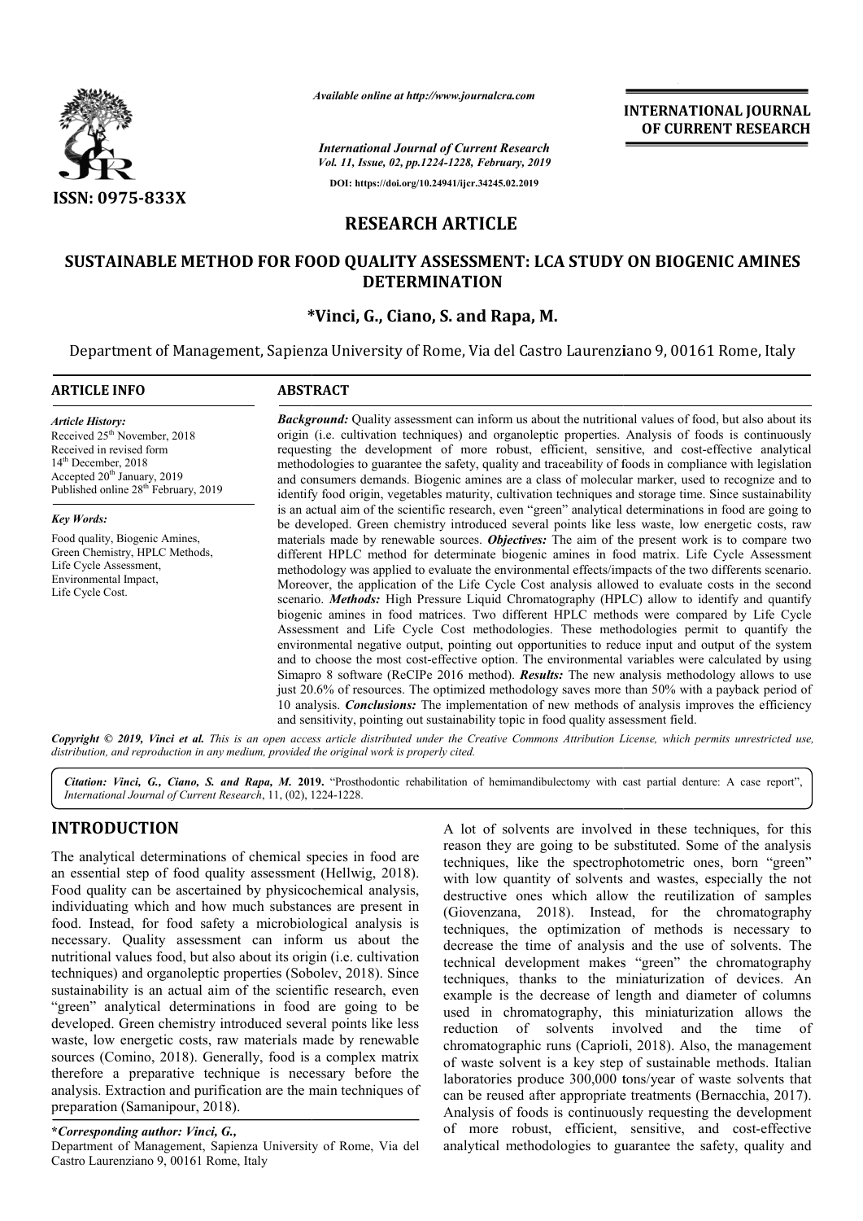*Available online at http://www.journalcra.com*

*International Journal of Current Research*
*Vol. 11, Issue, 02, pp.1224-1228, February, 2019*

**DOI: https://doi.org/10.24941/ijcr.34245.02.2019**

**INTERNATIONAL JOURNAL OF CURRENT RESEARCH**

**ISSN: 0975-833X**

# RESEARCH ARTICLE

# SUSTAINABLE METHOD FOR FOOD QUALITY ASSESSMENT: LCA STUDY ON BIOGENIC AMINES DETERMINATION

**\*Vinci, G., Ciano, S. and Rapa, M.**

Department of Management, Sapienza University of Rome, Via del Castro Laurenziano 9, 00161 Rome, Italy

## ARTICLE INFO

*Article History:*
Received 25th November, 2018
Received in revised form
14th December, 2018
Accepted 20th January, 2019
Published online 28th February, 2019

*Key Words:*
Food quality, Biogenic Amines, Green Chemistry, HPLC Methods, Life Cycle Assessment, Environmental Impact, Life Cycle Cost.

## ABSTRACT

***Background:*** Quality assessment can inform us about the nutritional values of food, but also about its origin (i.e. cultivation techniques) and organoleptic properties. Analysis of foods is continuously requesting the development of more robust, efficient, sensitive, and cost-effective analytical methodologies to guarantee the safety, quality and traceability of foods in compliance with legislation and consumers demands. Biogenic amines are a class of molecular marker, used to recognize and to identify food origin, vegetables maturity, cultivation techniques and storage time. Since sustainability is an actual aim of the scientific research, even "green" analytical determinations in food are going to be developed. Green chemistry introduced several points like less waste, low energetic costs, raw materials made by renewable sources. ***Objectives:*** The aim of the present work is to compare two different HPLC method for determinate biogenic amines in food matrix. Life Cycle Assessment methodology was applied to evaluate the environmental effects/impacts of the two differents scenario. Moreover, the application of the Life Cycle Cost analysis allowed to evaluate costs in the second scenario. ***Methods:*** High Pressure Liquid Chromatography (HPLC) allow to identify and quantify biogenic amines in food matrices. Two different HPLC methods were compared by Life Cycle Assessment and Life Cycle Cost methodologies. These methodologies permit to quantify the environmental negative output, pointing out opportunities to reduce input and output of the system and to choose the most cost-effective option. The environmental variables were calculated by using Simapro 8 software (ReCIPe 2016 method). ***Results:*** The new analysis methodology allows to use just 20.6% of resources. The optimized methodology saves more than 50% with a payback period of 10 analysis. ***Conclusions:*** The implementation of new methods of analysis improves the efficiency and sensitivity, pointing out sustainability topic in food quality assessment field.

***Copyright © 2019, Vinci et al.*** *This is an open access article distributed under the Creative Commons Attribution License, which permits unrestricted use, distribution, and reproduction in any medium, provided the original work is properly cited.*

***Citation: Vinci, G., Ciano, S. and Rapa, M. 2019.*** "Prosthodontic rehabilitation of hemimandibulectomy with cast partial denture: A case report", *International Journal of Current Research*, 11, (02), 1224-1228.

## INTRODUCTION

The analytical determinations of chemical species in food are an essential step of food quality assessment (Hellwig, 2018). Food quality can be ascertained by physicochemical analysis, individuating which and how much substances are present in food. Instead, for food safety a microbiological analysis is necessary. Quality assessment can inform us about the nutritional values food, but also about its origin (i.e. cultivation techniques) and organoleptic properties (Sobolev, 2018). Since sustainability is an actual aim of the scientific research, even "green" analytical determinations in food are going to be developed. Green chemistry introduced several points like less waste, low energetic costs, raw materials made by renewable sources (Comino, 2018). Generally, food is a complex matrix therefore a preparative technique is necessary before the analysis. Extraction and purification are the main techniques of preparation (Samanipour, 2018).

A lot of solvents are involved in these techniques, for this reason they are going to be substituted. Some of the analysis techniques, like the spectrophotometric ones, born "green" with low quantity of solvents and wastes, especially the not destructive ones which allow the reutilization of samples (Giovenzana, 2018). Instead, for the chromatography techniques, the optimization of methods is necessary to decrease the time of analysis and the use of solvents. The technical development makes "green" the chromatography techniques, thanks to the miniaturization of devices. An example is the decrease of length and diameter of columns used in chromatography, this miniaturization allows the reduction of solvents involved and the time of chromatographic runs (Caprioli, 2018). Also, the management of waste solvent is a key step of sustainable methods. Italian laboratories produce 300,000 tons/year of waste solvents that can be reused after appropriate treatments (Bernacchia, 2017). Analysis of foods is continuously requesting the development of more robust, efficient, sensitive, and cost-effective analytical methodologies to guarantee the safety, quality and

**\*Corresponding author: Vinci, G.,**
Department of Management, Sapienza University of Rome, Via del Castro Laurenziano 9, 00161 Rome, Italy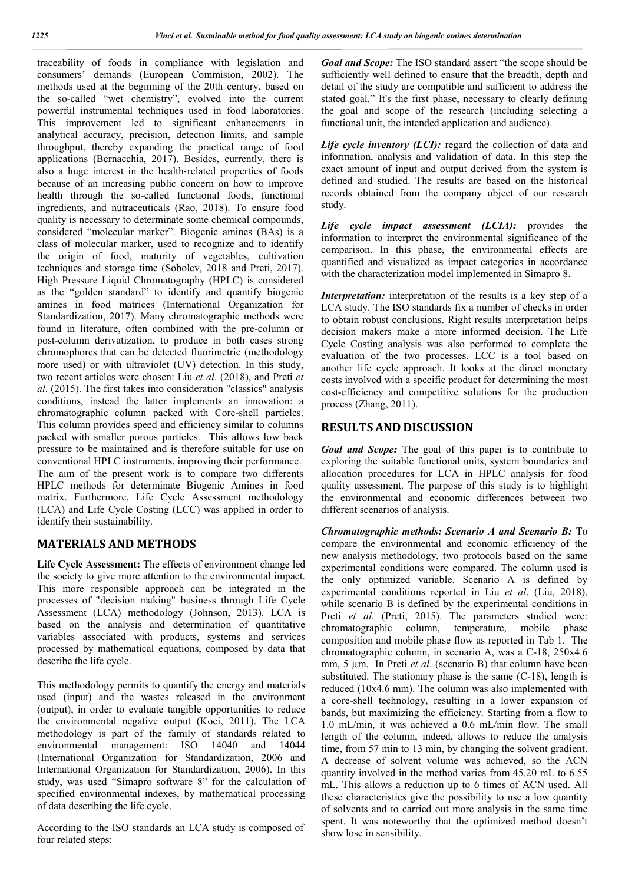traceability of foods in compliance with legislation and consumers' demands (European Commision, 2002). The methods used at the beginning of the 20th century, based on the so-called "wet chemistry", evolved into the current powerful instrumental techniques used in food laboratories. This improvement led to significant enhancements in analytical accuracy, precision, detection limits, and sample throughput, thereby expanding the practical range of food applications (Bernacchia, 2017). Besides, currently, there is also a huge interest in the health-related properties of foods because of an increasing public concern on how to improve health through the so-called functional foods, functional ingredients, and nutraceuticals (Rao, 2018). To ensure food quality is necessary to determinate some chemical compounds, considered "molecular marker". Biogenic amines (BAs) is a class of molecular marker, used to recognize and to identify the origin of food, maturity of vegetables, cultivation techniques and storage time (Sobolev, 2018 and Preti, 2017). High Pressure Liquid Chromatography (HPLC) is considered as the "golden standard" to identify and quantify biogenic amines in food matrices (International Organization for Standardization, 2017). Many chromatographic methods were found in literature, often combined with the pre-column or post-column derivatization, to produce in both cases strong chromophores that can be detected fluorimetric (methodology more used) or with ultraviolet (UV) detection. In this study, two recent articles were chosen: Liu *et al*. (2018), and Preti *et al*. (2015). The first takes into consideration "classics" analysis conditions, instead the latter implements an innovation: a chromatographic column packed with Core-shell particles. This column provides speed and efficiency similar to columns packed with smaller porous particles. This allows low back pressure to be maintained and is therefore suitable for use on conventional HPLC instruments, improving their performance. The aim of the present work is to compare two differents HPLC methods for determinate Biogenic Amines in food matrix. Furthermore, Life Cycle Assessment methodology (LCA) and Life Cycle Costing (LCC) was applied in order to identify their sustainability.

## MATERIALS AND METHODS

**Life Cycle Assessment:** The effects of environment change led the society to give more attention to the environmental impact. This more responsible approach can be integrated in the processes of "decision making" business through Life Cycle Assessment (LCA) methodology (Johnson, 2013). LCA is based on the analysis and determination of quantitative variables associated with products, systems and services processed by mathematical equations, composed by data that describe the life cycle.

This methodology permits to quantify the energy and materials used (input) and the wastes released in the environment (output), in order to evaluate tangible opportunities to reduce the environmental negative output (Koci, 2011). The LCA methodology is part of the family of standards related to environmental management: ISO 14040 and 14044 (International Organization for Standardization, 2006 and International Organization for Standardization, 2006). In this study, was used "Simapro software 8" for the calculation of specified environmental indexes, by mathematical processing of data describing the life cycle.

According to the ISO standards an LCA study is composed of four related steps:

***Goal and Scope:*** The ISO standard assert "the scope should be sufficiently well defined to ensure that the breadth, depth and detail of the study are compatible and sufficient to address the stated goal." It's the first phase, necessary to clearly defining the goal and scope of the research (including selecting a functional unit, the intended application and audience).

***Life cycle inventory (LCI):*** regard the collection of data and information, analysis and validation of data. In this step the exact amount of input and output derived from the system is defined and studied. The results are based on the historical records obtained from the company object of our research study.

***Life cycle impact assessment (LCIA):*** provides the information to interpret the environmental significance of the comparison. In this phase, the environmental effects are quantified and visualized as impact categories in accordance with the characterization model implemented in Simapro 8.

***Interpretation:*** interpretation of the results is a key step of a LCA study. The ISO standards fix a number of checks in order to obtain robust conclusions. Right results interpretation helps decision makers make a more informed decision. The Life Cycle Costing analysis was also performed to complete the evaluation of the two processes. LCC is a tool based on another life cycle approach. It looks at the direct monetary costs involved with a specific product for determining the most cost-efficiency and competitive solutions for the production process (Zhang, 2011).

## RESULTS AND DISCUSSION

***Goal and Scope:*** The goal of this paper is to contribute to exploring the suitable functional units, system boundaries and allocation procedures for LCA in HPLC analysis for food quality assessment. The purpose of this study is to highlight the environmental and economic differences between two different scenarios of analysis.

***Chromatographic methods: Scenario A and Scenario B:*** To compare the environmental and economic efficiency of the new analysis methodology, two protocols based on the same experimental conditions were compared. The column used is the only optimized variable. Scenario A is defined by experimental conditions reported in Liu *et al*. (Liu, 2018), while scenario B is defined by the experimental conditions in Preti *et al*. (Preti, 2015). The parameters studied were: chromatographic column, temperature, mobile phase composition and mobile phase flow as reported in Tab 1. The chromatographic column, in scenario A, was a C-18, 250x4.6 mm, 5 µm. In Preti *et al*. (scenario B) that column have been substituted. The stationary phase is the same (C-18), length is reduced (10x4.6 mm). The column was also implemented with a core-shell technology, resulting in a lower expansion of bands, but maximizing the efficiency. Starting from a flow to 1.0 mL/min, it was achieved a 0.6 mL/min flow. The small length of the column, indeed, allows to reduce the analysis time, from 57 min to 13 min, by changing the solvent gradient. A decrease of solvent volume was achieved, so the ACN quantity involved in the method varies from 45.20 mL to 6.55 mL. This allows a reduction up to 6 times of ACN used. All these characteristics give the possibility to use a low quantity of solvents and to carried out more analysis in the same time spent. It was noteworthy that the optimized method doesn't show lose in sensibility.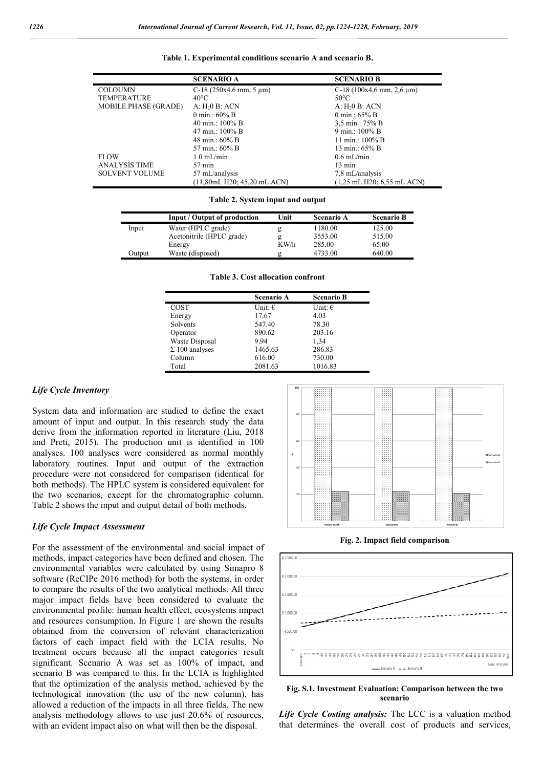**Table 1. Experimental conditions scenario A and scenario B.**

| | SCENARIO A | SCENARIO B |
|---|---|---|
| COLOUMN | C-18 (250x4.6 mm, 5 μm) | C-18 (100x4,6 mm, 2,6 μm) |
| TEMPERATURE | 40°C | 50°C |
| MOBILE PHASE (GRADE) | A: $H_2O$ B: ACN | A: $H_2O$ B: ACN |
| | 0 min.: 60% B | 0 min.: 65% B |
| | 40 min.: 100% B | 3,5 min.: 75% B |
| | 47 min.: 100% B | 9 min.: 100% B |
| | 48 min.: 60% B | 11 min.: 100% B |
| | 57 min.: 60% B | 13 min.: 65% B |
| FLOW | 1.0 mL/min | 0.6 mL/min |
| ANALYSIS TIME | 57 min | 13 min |
| SOLVENT VOLUME | 57 mL/analysis | 7,8 mL/analysis |
| | (11,80mL H20; 45,20 mL ACN) | (1,25 mL H20; 6,55 mL ACN) |

**Table 2. System input and output**

| | Input / Output of production | Unit | Scenario A | Scenario B |
|---|---|---|---|---|
| Input | Water (HPLC grade) | g | 1180.00 | 125.00 |
| | Acetonitrile (HPLC grade) | g | 3553.00 | 515.00 |
| | Energy | KW/h | 285.00 | 65.00 |
| Output | Waste (disposed) | g | 4733.00 | 640.00 |

**Table 3. Cost allocation confront**

| | Scenario A | Scenario B |
|---|---|---|
| COST | Unit: € | Unit: € |
| Energy | 17.67 | 4.03 |
| Solvents | 547.40 | 78.30 |
| Operator | 890.62 | 203.16 |
| Waste Disposal | 9.94 | 1,34 |
| Σ 100 analyses | 1465.63 | 286.83 |
| Column | 616.00 | 730.00 |
| Total | 2081.63 | 1016.83 |

### *Life Cycle Inventory*

System data and information are studied to define the exact amount of input and output. In this research study the data derive from the information reported in literature (Liu, 2018 and Preti, 2015). The production unit is identified in 100 analyses. 100 analyses were considered as normal monthly laboratory routines. Input and output of the extraction procedure were not considered for comparison (identical for both methods). The HPLC system is considered equivalent for the two scenarios, except for the chromatographic column. Table 2 shows the input and output detail of both methods.

### *Life Cycle Impact Assessment*

For the assessment of the environmental and social impact of methods, impact categories have been defined and chosen. The environmental variables were calculated by using Simapro 8 software (ReCIPe 2016 method) for both the systems, in order to compare the results of the two analytical methods. All three major impact fields have been considered to evaluate the environmental profile: human health effect, ecosystems impact and resources consumption. In Figure 1 are shown the results obtained from the conversion of relevant characterization factors of each impact field with the LCIA results. No treatment occurs because all the impact categories result significant. Scenario A was set as 100% of impact, and scenario B was compared to this. In the LCIA is highlighted that the optimization of the analysis method, achieved by the technological innovation (the use of the new column), has allowed a reduction of the impacts in all three fields. The new analysis methodology allows to use just 20.6% of resources, with an evident impact also on what will then be the disposal.

**Fig. 2. Impact field comparison**

**Fig. S.1. Investment Evaluation: Comparison between the two scenario**

***Life Cycle Costing analysis:*** The LCC is a valuation method that determines the overall cost of products and services,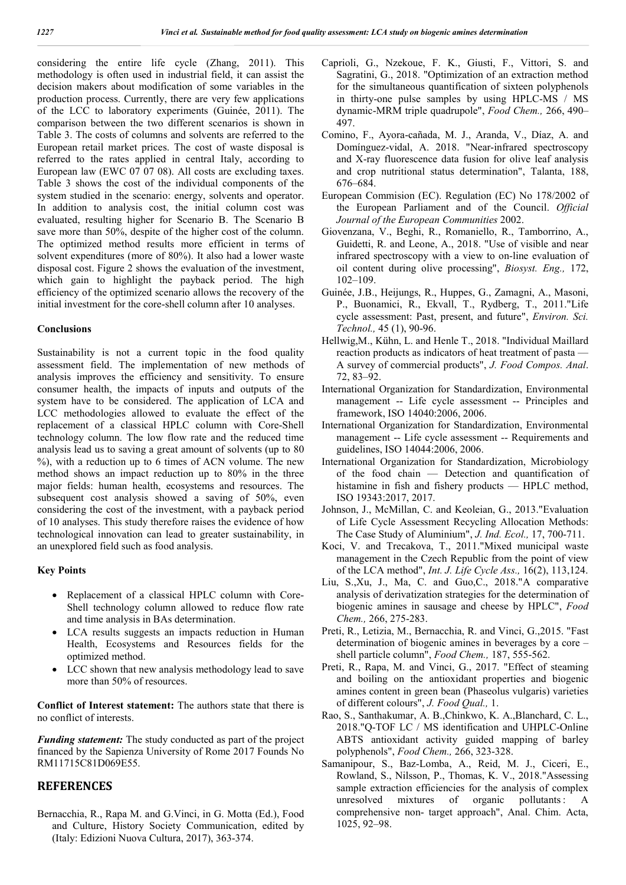considering the entire life cycle (Zhang, 2011). This methodology is often used in industrial field, it can assist the decision makers about modification of some variables in the production process. Currently, there are very few applications of the LCC to laboratory experiments (Guinée, 2011). The comparison between the two different scenarios is shown in Table 3. The costs of columns and solvents are referred to the European retail market prices. The cost of waste disposal is referred to the rates applied in central Italy, according to European law (EWC 07 07 08). All costs are excluding taxes. Table 3 shows the cost of the individual components of the system studied in the scenario: energy, solvents and operator. In addition to analysis cost, the initial column cost was evaluated, resulting higher for Scenario B. The Scenario B save more than 50%, despite of the higher cost of the column. The optimized method results more efficient in terms of solvent expenditures (more of 80%). It also had a lower waste disposal cost. Figure 2 shows the evaluation of the investment, which gain to highlight the payback period. The high efficiency of the optimized scenario allows the recovery of the initial investment for the core-shell column after 10 analyses.

## Conclusions

Sustainability is not a current topic in the food quality assessment field. The implementation of new methods of analysis improves the efficiency and sensitivity. To ensure consumer health, the impacts of inputs and outputs of the system have to be considered. The application of LCA and LCC methodologies allowed to evaluate the effect of the replacement of a classical HPLC column with Core-Shell technology column. The low flow rate and the reduced time analysis lead us to saving a great amount of solvents (up to 80 %), with a reduction up to 6 times of ACN volume. The new method shows an impact reduction up to 80% in the three major fields: human health, ecosystems and resources. The subsequent cost analysis showed a saving of 50%, even considering the cost of the investment, with a payback period of 10 analyses. This study therefore raises the evidence of how technological innovation can lead to greater sustainability, in an unexplored field such as food analysis.

## Key Points

- Replacement of a classical HPLC column with Core-Shell technology column allowed to reduce flow rate and time analysis in BAs determination.
- LCA results suggests an impacts reduction in Human Health, Ecosystems and Resources fields for the optimized method.
- LCC shown that new analysis methodology lead to save more than 50% of resources.

**Conflict of Interest statement:** The authors state that there is no conflict of interests.

***Funding statement:*** The study conducted as part of the project financed by the Sapienza University of Rome 2017 Founds No RM11715C81D069E55.

## REFERENCES

Bernacchia, R., Rapa M. and G.Vinci, in G. Motta (Ed.), Food and Culture, History Society Communication, edited by (Italy: Edizioni Nuova Cultura, 2017), 363-374.

Caprioli, G., Nzekoue, F. K., Giusti, F., Vittori, S. and Sagratini, G., 2018. "Optimization of an extraction method for the simultaneous quantification of sixteen polyphenols in thirty-one pulse samples by using HPLC-MS / MS dynamic-MRM triple quadrupole", *Food Chem.,* 266, 490–497.

Comino, F., Ayora-cañada, M. J., Aranda, V., Díaz, A. and Domínguez-vidal, A. 2018. "Near-infrared spectroscopy and X-ray fluorescence data fusion for olive leaf analysis and crop nutritional status determination", Talanta, 188, 676–684.

European Commision (EC). Regulation (EC) No 178/2002 of the European Parliament and of the Council. *Official Journal of the European Communities* 2002.

Giovenzana, V., Beghi, R., Romaniello, R., Tamborrino, A., Guidetti, R. and Leone, A., 2018. "Use of visible and near infrared spectroscopy with a view to on-line evaluation of oil content during olive processing", *Biosyst. Eng.,* 172, 102–109.

Guinée, J.B., Heijungs, R., Huppes, G., Zamagni, A., Masoni, P., Buonamici, R., Ekvall, T., Rydberg, T., 2011."Life cycle assessment: Past, present, and future", *Environ. Sci. Technol.,* 45 (1), 90-96.

Hellwig,M., Kühn, L. and Henle T., 2018. "Individual Maillard reaction products as indicators of heat treatment of pasta — A survey of commercial products", *J. Food Compos. Anal*. 72, 83–92.

International Organization for Standardization, Environmental management -- Life cycle assessment -- Principles and framework, ISO 14040:2006, 2006.

International Organization for Standardization, Environmental management -- Life cycle assessment -- Requirements and guidelines, ISO 14044:2006, 2006.

International Organization for Standardization, Microbiology of the food chain — Detection and quantification of histamine in fish and fishery products — HPLC method, ISO 19343:2017, 2017.

Johnson, J., McMillan, C. and Keoleian, G., 2013."Evaluation of Life Cycle Assessment Recycling Allocation Methods: The Case Study of Aluminium", *J. Ind. Ecol.,* 17, 700-711.

Koci, V. and Trecakova, T., 2011."Mixed municipal waste management in the Czech Republic from the point of view of the LCA method", *Int. J. Life Cycle Ass.,* 16(2), 113,124.

Liu, S.,Xu, J., Ma, C. and Guo,C., 2018."A comparative analysis of derivatization strategies for the determination of biogenic amines in sausage and cheese by HPLC", *Food Chem.,* 266, 275-283.

Preti, R., Letizia, M., Bernacchia, R. and Vinci, G.,2015. "Fast determination of biogenic amines in beverages by a core – shell particle column", *Food Chem.,* 187, 555-562.

Preti, R., Rapa, M. and Vinci, G., 2017. "Effect of steaming and boiling on the antioxidant properties and biogenic amines content in green bean (Phaseolus vulgaris) varieties of different colours", *J. Food Qual.,* 1.

Rao, S., Santhakumar, A. B.,Chinkwo, K. A.,Blanchard, C. L., 2018."Q-TOF LC / MS identification and UHPLC-Online ABTS antioxidant activity guided mapping of barley polyphenols", *Food Chem.,* 266, 323-328.

Samanipour, S., Baz-Lomba, A., Reid, M. J., Ciceri, E., Rowland, S., Nilsson, P., Thomas, K. V., 2018."Assessing sample extraction efficiencies for the analysis of complex unresolved mixtures of organic pollutants : A comprehensive non- target approach", Anal. Chim. Acta, 1025, 92–98.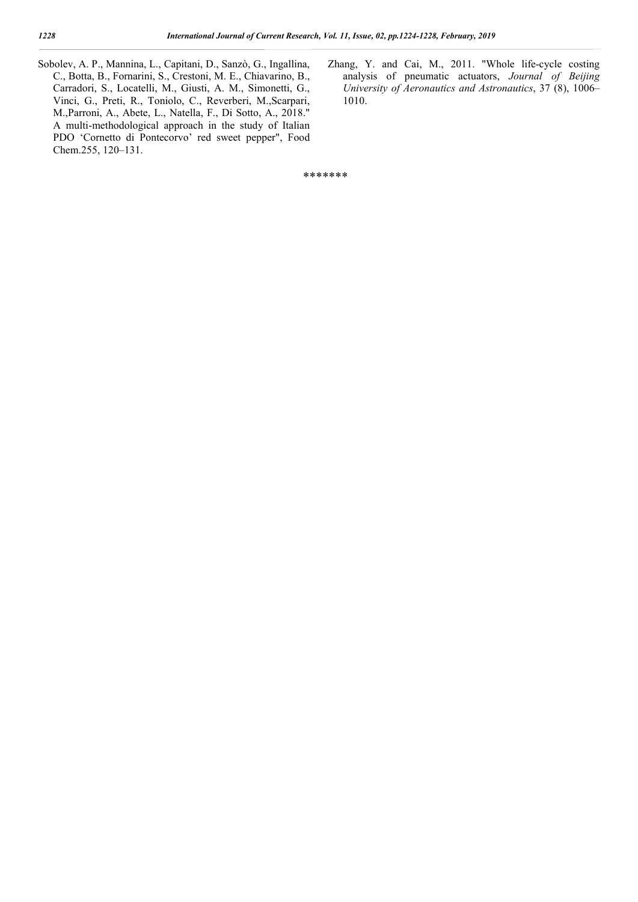Sobolev, A. P., Mannina, L., Capitani, D., Sanzò, G., Ingallina, C., Botta, B., Fornarini, S., Crestoni, M. E., Chiavarino, B., Carradori, S., Locatelli, M., Giusti, A. M., Simonetti, G., Vinci, G., Preti, R., Toniolo, C., Reverberi, M.,Scarpari, M.,Parroni, A., Abete, L., Natella, F., Di Sotto, A., 2018." A multi-methodological approach in the study of Italian PDO 'Cornetto di Pontecorvo' red sweet pepper", Food Chem.255, 120–131.

Zhang, Y. and Cai, M., 2011. "Whole life-cycle costing analysis of pneumatic actuators, *Journal of Beijing University of Aeronautics and Astronautics*, 37 (8), 1006–1010.

*******